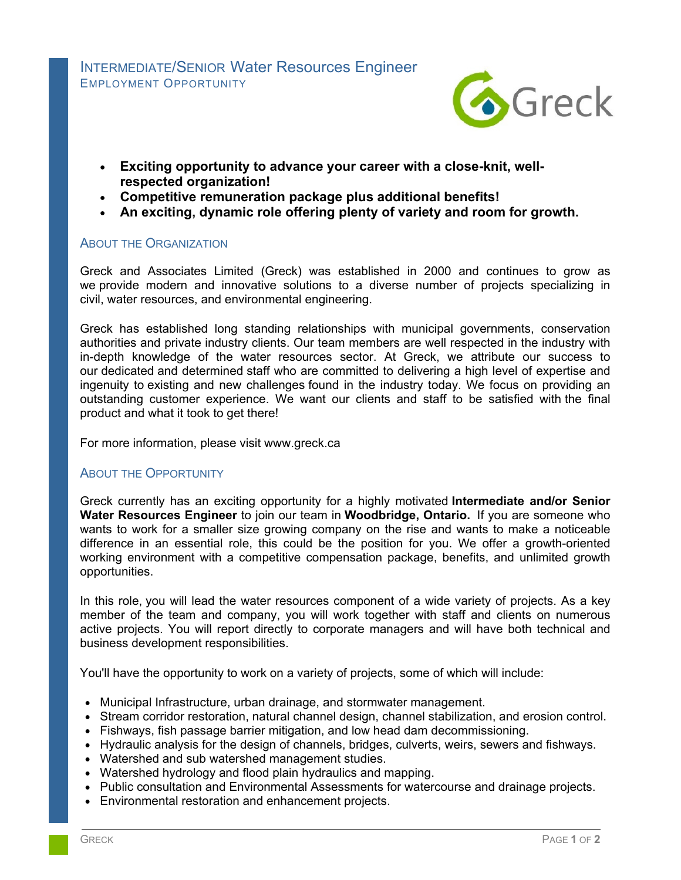# Intermediate/Senior Water Resources Engineer

## Employment Opportunity

- **Exciting opportunity to advance your career with a close-knit, well-respected organization!**
- **Competitive remuneration package plus additional benefits!**
- **An exciting, dynamic role offering plenty of variety and room for growth.**

## About the Organization

Greck and Associates Limited (Greck) was established in 2000 and continues to grow as we provide modern and innovative solutions to a diverse number of projects specializing in civil, water resources, and environmental engineering.

Greck has established long standing relationships with municipal governments, conservation authorities and private industry clients. Our team members are well respected in the industry with in-depth knowledge of the water resources sector. At Greck, we attribute our success to our dedicated and determined staff who are committed to delivering a high level of expertise and ingenuity to existing and new challenges found in the industry today. We focus on providing an outstanding customer experience. We want our clients and staff to be satisfied with the final product and what it took to get there!

For more information, please visit www.greck.ca

## About the Opportunity

Greck currently has an exciting opportunity for a highly motivated **Intermediate and/or Senior Water Resources Engineer** to join our team in **Woodbridge, Ontario.** If you are someone who wants to work for a smaller size growing company on the rise and wants to make a noticeable difference in an essential role, this could be the position for you. We offer a growth-oriented working environment with a competitive compensation package, benefits, and unlimited growth opportunities.

In this role, you will lead the water resources component of a wide variety of projects. As a key member of the team and company, you will work together with staff and clients on numerous active projects. You will report directly to corporate managers and will have both technical and business development responsibilities.

You'll have the opportunity to work on a variety of projects, some of which will include:

- Municipal Infrastructure, urban drainage, and stormwater management.
- Stream corridor restoration, natural channel design, channel stabilization, and erosion control.
- Fishways, fish passage barrier mitigation, and low head dam decommissioning.
- Hydraulic analysis for the design of channels, bridges, culverts, weirs, sewers and fishways.
- Watershed and sub watershed management studies.
- Watershed hydrology and flood plain hydraulics and mapping.
- Public consultation and Environmental Assessments for watercourse and drainage projects.
- Environmental restoration and enhancement projects.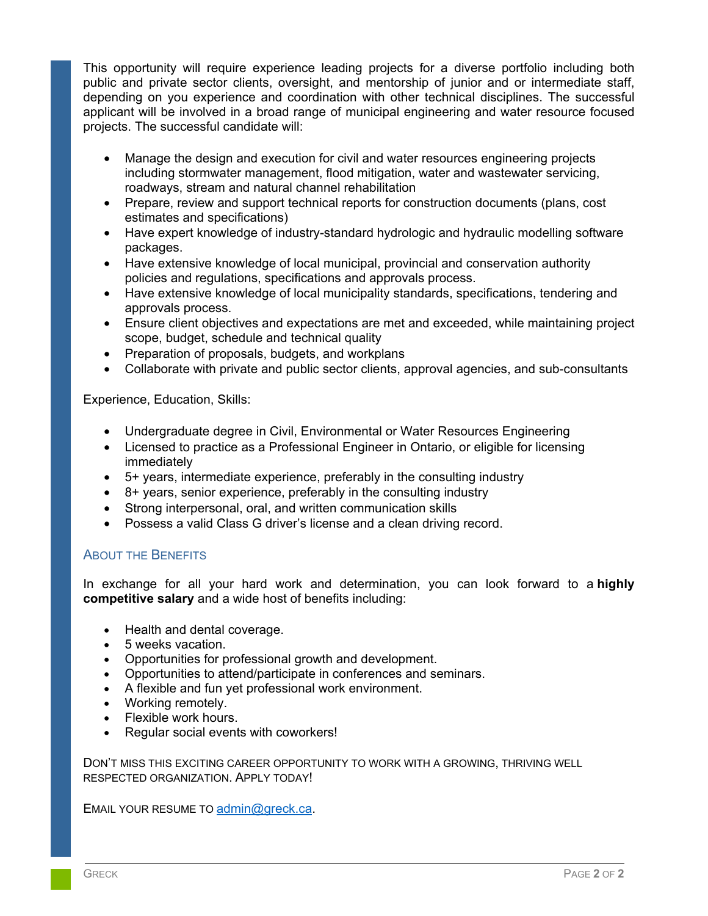This opportunity will require experience leading projects for a diverse portfolio including both public and private sector clients, oversight, and mentorship of junior and or intermediate staff, depending on you experience and coordination with other technical disciplines. The successful applicant will be involved in a broad range of municipal engineering and water resource focused projects. The successful candidate will:

- Manage the design and execution for civil and water resources engineering projects including stormwater management, flood mitigation, water and wastewater servicing, roadways, stream and natural channel rehabilitation
- Prepare, review and support technical reports for construction documents (plans, cost estimates and specifications)
- Have expert knowledge of industry-standard hydrologic and hydraulic modelling software packages.
- Have extensive knowledge of local municipal, provincial and conservation authority policies and regulations, specifications and approvals process.
- Have extensive knowledge of local municipality standards, specifications, tendering and approvals process.
- Ensure client objectives and expectations are met and exceeded, while maintaining project scope, budget, schedule and technical quality
- Preparation of proposals, budgets, and workplans
- Collaborate with private and public sector clients, approval agencies, and sub-consultants

Experience, Education, Skills:

- Undergraduate degree in Civil, Environmental or Water Resources Engineering
- Licensed to practice as a Professional Engineer in Ontario, or eligible for licensing immediately
- 5+ years, intermediate experience, preferably in the consulting industry
- 8+ years, senior experience, preferably in the consulting industry
- Strong interpersonal, oral, and written communication skills
- Possess a valid Class G driver's license and a clean driving record.

## About the Benefits

In exchange for all your hard work and determination, you can look forward to a **highly competitive salary** and a wide host of benefits including:

- Health and dental coverage.
- 5 weeks vacation.
- Opportunities for professional growth and development.
- Opportunities to attend/participate in conferences and seminars.
- A flexible and fun yet professional work environment.
- Working remotely.
- Flexible work hours.
- Regular social events with coworkers!

DON'T MISS THIS EXCITING CAREER OPPORTUNITY TO WORK WITH A GROWING, THRIVING WELL RESPECTED ORGANIZATION. APPLY TODAY!

EMAIL YOUR RESUME TO admin@greck.ca.